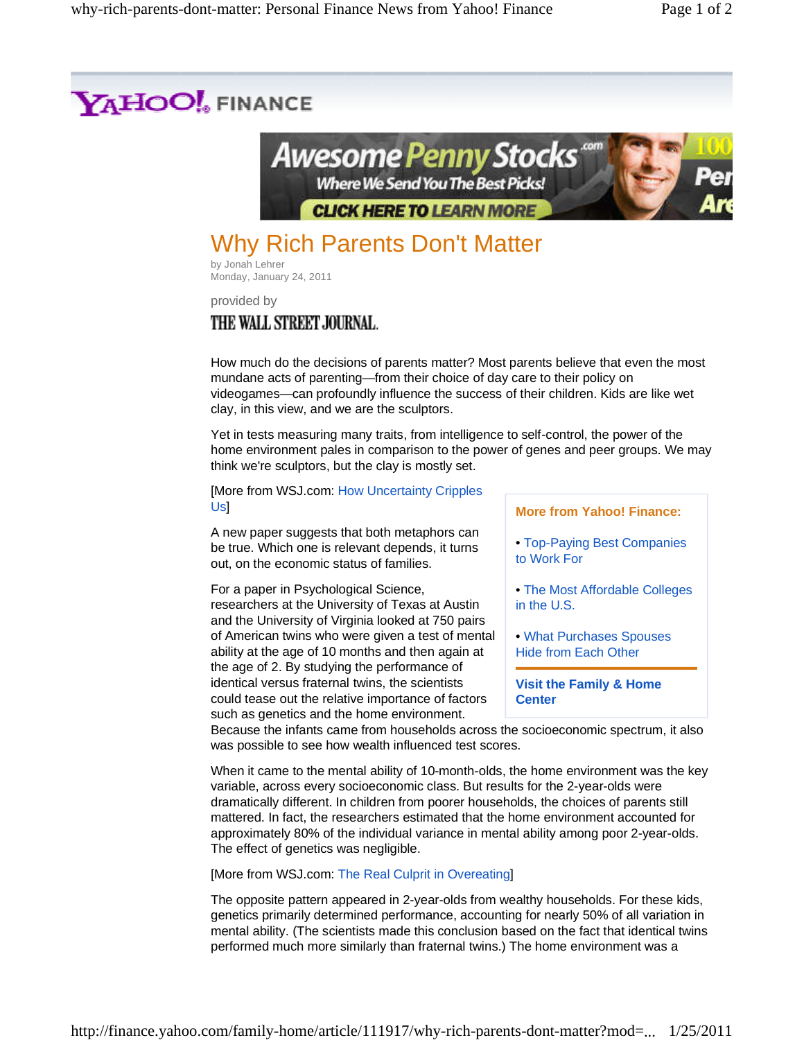YAHOO! FINANCE

# Why Rich Parents Don't Matter

by Jonah Lehrer
Monday, January 24, 2011

provided by

THE WALL STREET JOURNAL.

How much do the decisions of parents matter? Most parents believe that even the most mundane acts of parenting—from their choice of day care to their policy on videogames—can profoundly influence the success of their children. Kids are like wet clay, in this view, and we are the sculptors.

Yet in tests measuring many traits, from intelligence to self-control, the power of the home environment pales in comparison to the power of genes and peer groups. We may think we're sculptors, but the clay is mostly set.

[More from WSJ.com: How Uncertainty Cripples Us]

A new paper suggests that both metaphors can be true. Which one is relevant depends, it turns out, on the economic status of families.

For a paper in Psychological Science, researchers at the University of Texas at Austin and the University of Virginia looked at 750 pairs of American twins who were given a test of mental ability at the age of 10 months and then again at the age of 2. By studying the performance of identical versus fraternal twins, the scientists could tease out the relative importance of factors such as genetics and the home environment. Because the infants came from households across the socioeconomic spectrum, it also was possible to see how wealth influenced test scores.

**More from Yahoo! Finance:**

- Top-Paying Best Companies to Work For
- The Most Affordable Colleges in the U.S.
- What Purchases Spouses Hide from Each Other

**Visit the Family & Home Center**

When it came to the mental ability of 10-month-olds, the home environment was the key variable, across every socioeconomic class. But results for the 2-year-olds were dramatically different. In children from poorer households, the choices of parents still mattered. In fact, the researchers estimated that the home environment accounted for approximately 80% of the individual variance in mental ability among poor 2-year-olds. The effect of genetics was negligible.

[More from WSJ.com: The Real Culprit in Overeating]

The opposite pattern appeared in 2-year-olds from wealthy households. For these kids, genetics primarily determined performance, accounting for nearly 50% of all variation in mental ability. (The scientists made this conclusion based on the fact that identical twins performed much more similarly than fraternal twins.) The home environment was a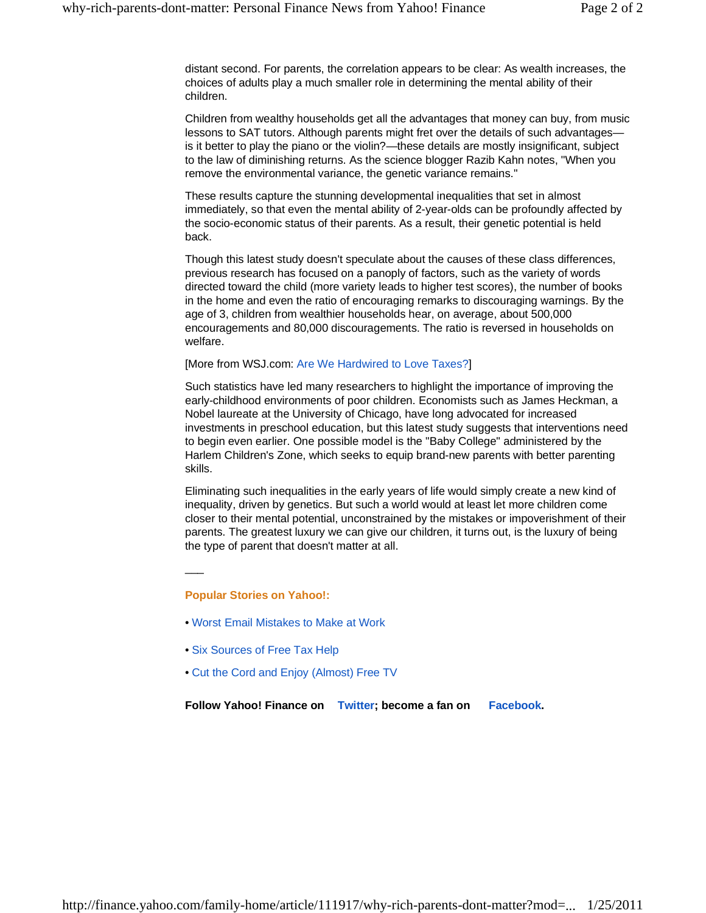distant second. For parents, the correlation appears to be clear: As wealth increases, the choices of adults play a much smaller role in determining the mental ability of their children.

Children from wealthy households get all the advantages that money can buy, from music lessons to SAT tutors. Although parents might fret over the details of such advantages—is it better to play the piano or the violin?—these details are mostly insignificant, subject to the law of diminishing returns. As the science blogger Razib Kahn notes, "When you remove the environmental variance, the genetic variance remains."

These results capture the stunning developmental inequalities that set in almost immediately, so that even the mental ability of 2-year-olds can be profoundly affected by the socio-economic status of their parents. As a result, their genetic potential is held back.

Though this latest study doesn't speculate about the causes of these class differences, previous research has focused on a panoply of factors, such as the variety of words directed toward the child (more variety leads to higher test scores), the number of books in the home and even the ratio of encouraging remarks to discouraging warnings. By the age of 3, children from wealthier households hear, on average, about 500,000 encouragements and 80,000 discouragements. The ratio is reversed in households on welfare.

[More from WSJ.com: Are We Hardwired to Love Taxes?]

Such statistics have led many researchers to highlight the importance of improving the early-childhood environments of poor children. Economists such as James Heckman, a Nobel laureate at the University of Chicago, have long advocated for increased investments in preschool education, but this latest study suggests that interventions need to begin even earlier. One possible model is the "Baby College" administered by the Harlem Children's Zone, which seeks to equip brand-new parents with better parenting skills.

Eliminating such inequalities in the early years of life would simply create a new kind of inequality, driven by genetics. But such a world would at least let more children come closer to their mental potential, unconstrained by the mistakes or impoverishment of their parents. The greatest luxury we can give our children, it turns out, is the luxury of being the type of parent that doesn't matter at all.

—

**Popular Stories on Yahoo!:**

- Worst Email Mistakes to Make at Work
- Six Sources of Free Tax Help
- Cut the Cord and Enjoy (Almost) Free TV

**Follow Yahoo! Finance on Twitter; become a fan on Facebook.**